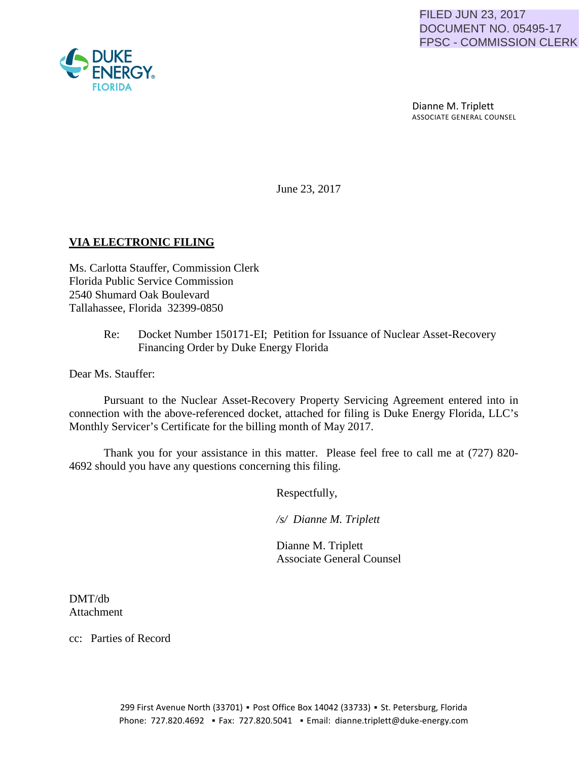FILED JUN 23, 2017
DOCUMENT NO. 05495-17
FPSC - COMMISSION CLERK

DUKE ENERGY
FLORIDA

Dianne M. Triplett
ASSOCIATE GENERAL COUNSEL

June 23, 2017

**VIA ELECTRONIC FILING**

Ms. Carlotta Stauffer, Commission Clerk
Florida Public Service Commission
2540 Shumard Oak Boulevard
Tallahassee, Florida 32399-0850

Re: Docket Number 150171-EI; Petition for Issuance of Nuclear Asset-Recovery Financing Order by Duke Energy Florida

Dear Ms. Stauffer:

Pursuant to the Nuclear Asset-Recovery Property Servicing Agreement entered into in connection with the above-referenced docket, attached for filing is Duke Energy Florida, LLC's Monthly Servicer's Certificate for the billing month of May 2017.

Thank you for your assistance in this matter. Please feel free to call me at (727) 820-4692 should you have any questions concerning this filing.

Respectfully,

*/s/ Dianne M. Triplett*

Dianne M. Triplett
Associate General Counsel

DMT/db
Attachment

cc: Parties of Record

299 First Avenue North (33701) ▪ Post Office Box 14042 (33733) ▪ St. Petersburg, Florida
Phone: 727.820.4692 ▪ Fax: 727.820.5041 ▪ Email: dianne.triplett@duke-energy.com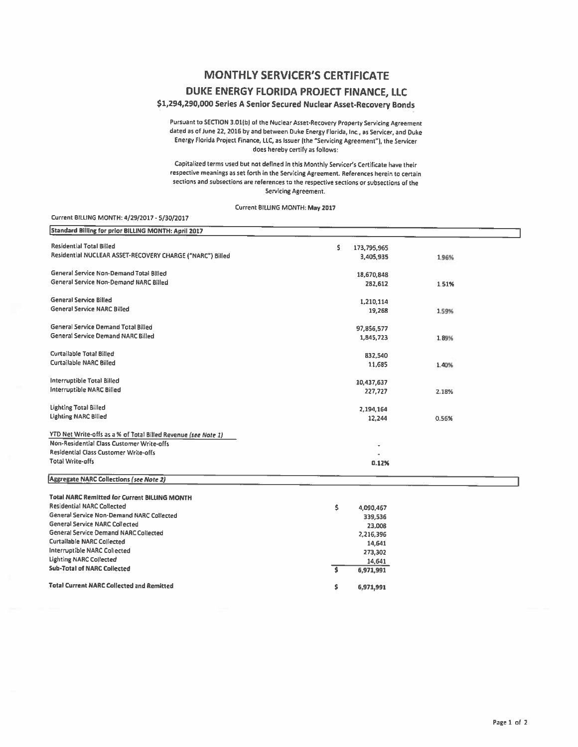# MONTHLY SERVICER'S CERTIFICATE

## DUKE ENERGY FLORIDA PROJECT FINANCE, LLC

### $1,294,290,000 Series A Senior Secured Nuclear Asset-Recovery Bonds

Pursuant to SECTION 3.01(b) of the Nuclear Asset-Recovery Property Servicing Agreement dated as of June 22, 2016 by and between Duke Energy Florida, Inc., as Servicer, and Duke Energy Florida Project Finance, LLC, as Issuer (the "Servicing Agreement"), the Servicer does hereby certify as follows:

Capitalized terms used but not defined in this Monthly Servicer's Certificate have their respective meanings as set forth in the Servicing Agreement. References herein to certain sections and subsections are references to the respective sections or subsections of the Servicing Agreement.

Current BILLING MONTH: May 2017

Current BILLING MONTH: 4/29/2017 - 5/30/2017

| Standard Billing for prior BILLING MONTH: April 2017 | | |
|---|---|---|
| Residential Total Billed | $ 173,795,965 | |
| Residential NUCLEAR ASSET-RECOVERY CHARGE ("NARC") Billed | 3,405,935 | 1.96% |
| General Service Non-Demand Total Billed | 18,670,848 | |
| General Service Non-Demand NARC Billed | 282,612 | 1.51% |
| General Service Billed | 1,210,114 | |
| General Service NARC Billed | 19,268 | 1.59% |
| General Service Demand Total Billed | 97,856,577 | |
| General Service Demand NARC Billed | 1,845,723 | 1.89% |
| Curtailable Total Billed | 832,540 | |
| Curtailable NARC Billed | 11,685 | 1.40% |
| Interruptible Total Billed | 10,437,637 | |
| Interruptible NARC Billed | 227,727 | 2.18% |
| Lighting Total Billed | 2,194,164 | |
| Lighting NARC Billed | 12,244 | 0.56% |
| YTD Net Write-offs as a % of Total Billed Revenue *(see Note 1)* | | |
| Non-Residential Class Customer Write-offs | - | |
| Residential Class Customer Write-offs | - | |
| Total Write-offs | 0.12% | |

| Aggregate NARC Collections *(see Note 2)* | |
|---|---|
| **Total NARC Remitted for Current BILLING MONTH** | |
| Residential NARC Collected | $ 4,090,467 |
| General Service Non-Demand NARC Collected | 339,536 |
| General Service NARC Collected | 23,008 |
| General Service Demand NARC Collected | 2,216,396 |
| Curtailable NARC Collected | 14,641 |
| Interruptible NARC Collected | 273,302 |
| Lighting NARC Collected | 14,641 |
| **Sub-Total of NARC Collected** | $ 6,971,991 |
| **Total Current NARC Collected and Remitted** | $ 6,971,991 |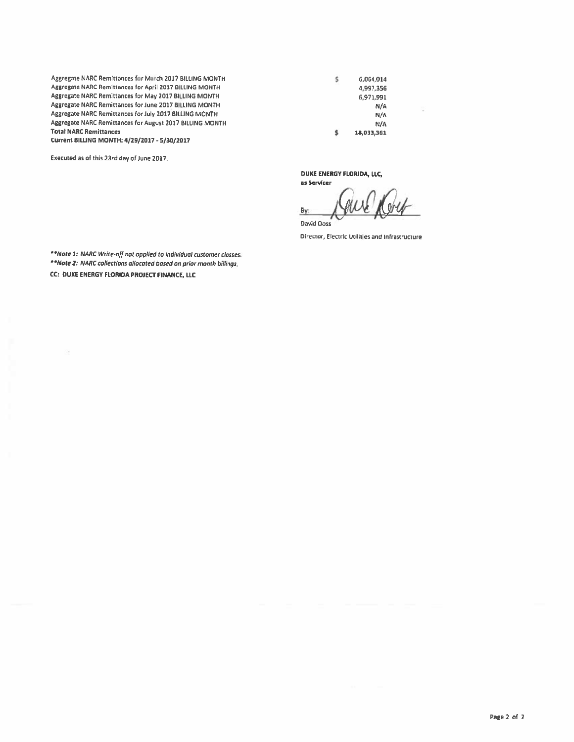| | | |
|---|---|---|
| Aggregate NARC Remittances for March 2017 BILLING MONTH | $ | 6,064,014 |
| Aggregate NARC Remittances for April 2017 BILLING MONTH | | 4,997,356 |
| Aggregate NARC Remittances for May 2017 BILLING MONTH | | 6,971,991 |
| Aggregate NARC Remittances for June 2017 BILLING MONTH | | N/A |
| Aggregate NARC Remittances for July 2017 BILLING MONTH | | N/A |
| Aggregate NARC Remittances for August 2017 BILLING MONTH | | N/A |
| **Total NARC Remittances** | $ | 18,033,361 |
| **Current BILLING MONTH: 4/29/2017 - 5/30/2017** | | |

Executed as of this 23rd day of June 2017.

**DUKE ENERGY FLORIDA, LLC,**
**as Servicer**

By: ______________________
David Doss
Director, Electric Utilities and Infrastructure

*\*\*Note 1: NARC Write-off not applied to individual customer classes.*
*\*\*Note 2: NARC collections allocated based on prior month billings.*

**CC: DUKE ENERGY FLORIDA PROJECT FINANCE, LLC**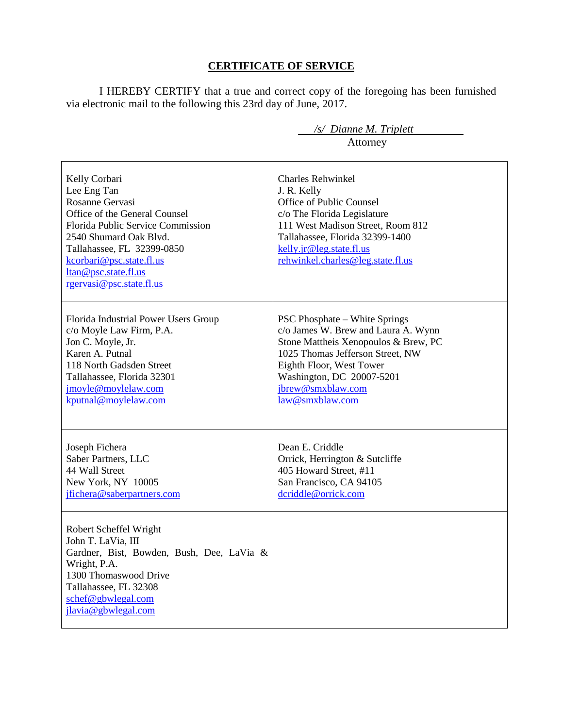# CERTIFICATE OF SERVICE

I HEREBY CERTIFY that a true and correct copy of the foregoing has been furnished via electronic mail to the following this 23rd day of June, 2017.

*/s/ Dianne M. Triplett*
Attorney

| | |
|---|---|
| Kelly Corbari<br>Lee Eng Tan<br>Rosanne Gervasi<br>Office of the General Counsel<br>Florida Public Service Commission<br>2540 Shumard Oak Blvd.<br>Tallahassee, FL 32399-0850<br>kcorbari@psc.state.fl.us<br>ltan@psc.state.fl.us<br>rgervasi@psc.state.fl.us | Charles Rehwinkel<br>J. R. Kelly<br>Office of Public Counsel<br>c/o The Florida Legislature<br>111 West Madison Street, Room 812<br>Tallahassee, Florida 32399-1400<br>kelly.jr@leg.state.fl.us<br>rehwinkel.charles@leg.state.fl.us |
| Florida Industrial Power Users Group<br>c/o Moyle Law Firm, P.A.<br>Jon C. Moyle, Jr.<br>Karen A. Putnal<br>118 North Gadsden Street<br>Tallahassee, Florida 32301<br>jmoyle@moylelaw.com<br>kputnal@moylelaw.com | PSC Phosphate – White Springs<br>c/o James W. Brew and Laura A. Wynn<br>Stone Mattheis Xenopoulos & Brew, PC<br>1025 Thomas Jefferson Street, NW<br>Eighth Floor, West Tower<br>Washington, DC 20007-5201<br>jbrew@smxblaw.com<br>law@smxblaw.com |
| Joseph Fichera<br>Saber Partners, LLC<br>44 Wall Street<br>New York, NY 10005<br>jfichera@saberpartners.com | Dean E. Criddle<br>Orrick, Herrington & Sutcliffe<br>405 Howard Street, #11<br>San Francisco, CA 94105<br>dcriddle@orrick.com |
| Robert Scheffel Wright<br>John T. LaVia, III<br>Gardner, Bist, Bowden, Bush, Dee, LaVia & Wright, P.A.<br>1300 Thomaswood Drive<br>Tallahassee, FL 32308<br>schef@gbwlegal.com<br>jlavia@gbwlegal.com | |